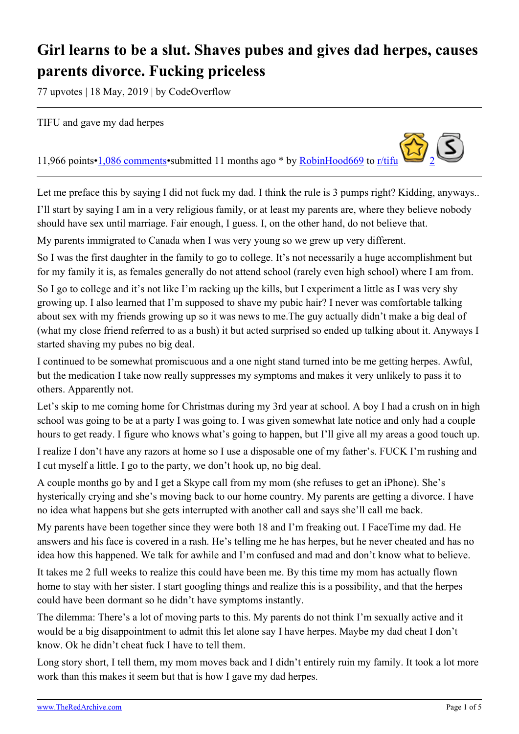# Girl learns to be a slut. Shaves pubes and gives dad herpes, causes parents divorce. Fucking priceless

77 upvotes | 18 May, 2019 | by CodeOverflow

---

TIFU and gave my dad herpes

11,966 points•[1,086 comments](#)•submitted 11 months ago * by [RobinHood669](#) to [r/tifu](#) [2](#)

---

Let me preface this by saying I did not fuck my dad. I think the rule is 3 pumps right? Kidding, anyways..

I'll start by saying I am in a very religious family, or at least my parents are, where they believe nobody should have sex until marriage. Fair enough, I guess. I, on the other hand, do not believe that.

My parents immigrated to Canada when I was very young so we grew up very different.

So I was the first daughter in the family to go to college. It's not necessarily a huge accomplishment but for my family it is, as females generally do not attend school (rarely even high school) where I am from.

So I go to college and it's not like I'm racking up the kills, but I experiment a little as I was very shy growing up. I also learned that I'm supposed to shave my pubic hair? I never was comfortable talking about sex with my friends growing up so it was news to me.The guy actually didn't make a big deal of (what my close friend referred to as a bush) it but acted surprised so ended up talking about it. Anyways I started shaving my pubes no big deal.

I continued to be somewhat promiscuous and a one night stand turned into be me getting herpes. Awful, but the medication I take now really suppresses my symptoms and makes it very unlikely to pass it to others. Apparently not.

Let's skip to me coming home for Christmas during my 3rd year at school. A boy I had a crush on in high school was going to be at a party I was going to. I was given somewhat late notice and only had a couple hours to get ready. I figure who knows what's going to happen, but I'll give all my areas a good touch up.

I realize I don't have any razors at home so I use a disposable one of my father's. FUCK I'm rushing and I cut myself a little. I go to the party, we don't hook up, no big deal.

A couple months go by and I get a Skype call from my mom (she refuses to get an iPhone). She's hysterically crying and she's moving back to our home country. My parents are getting a divorce. I have no idea what happens but she gets interrupted with another call and says she'll call me back.

My parents have been together since they were both 18 and I'm freaking out. I FaceTime my dad. He answers and his face is covered in a rash. He's telling me he has herpes, but he never cheated and has no idea how this happened. We talk for awhile and I'm confused and mad and don't know what to believe.

It takes me 2 full weeks to realize this could have been me. By this time my mom has actually flown home to stay with her sister. I start googling things and realize this is a possibility, and that the herpes could have been dormant so he didn't have symptoms instantly.

The dilemma: There's a lot of moving parts to this. My parents do not think I'm sexually active and it would be a big disappointment to admit this let alone say I have herpes. Maybe my dad cheat I don't know. Ok he didn't cheat fuck I have to tell them.

Long story short, I tell them, my mom moves back and I didn't entirely ruin my family. It took a lot more work than this makes it seem but that is how I gave my dad herpes.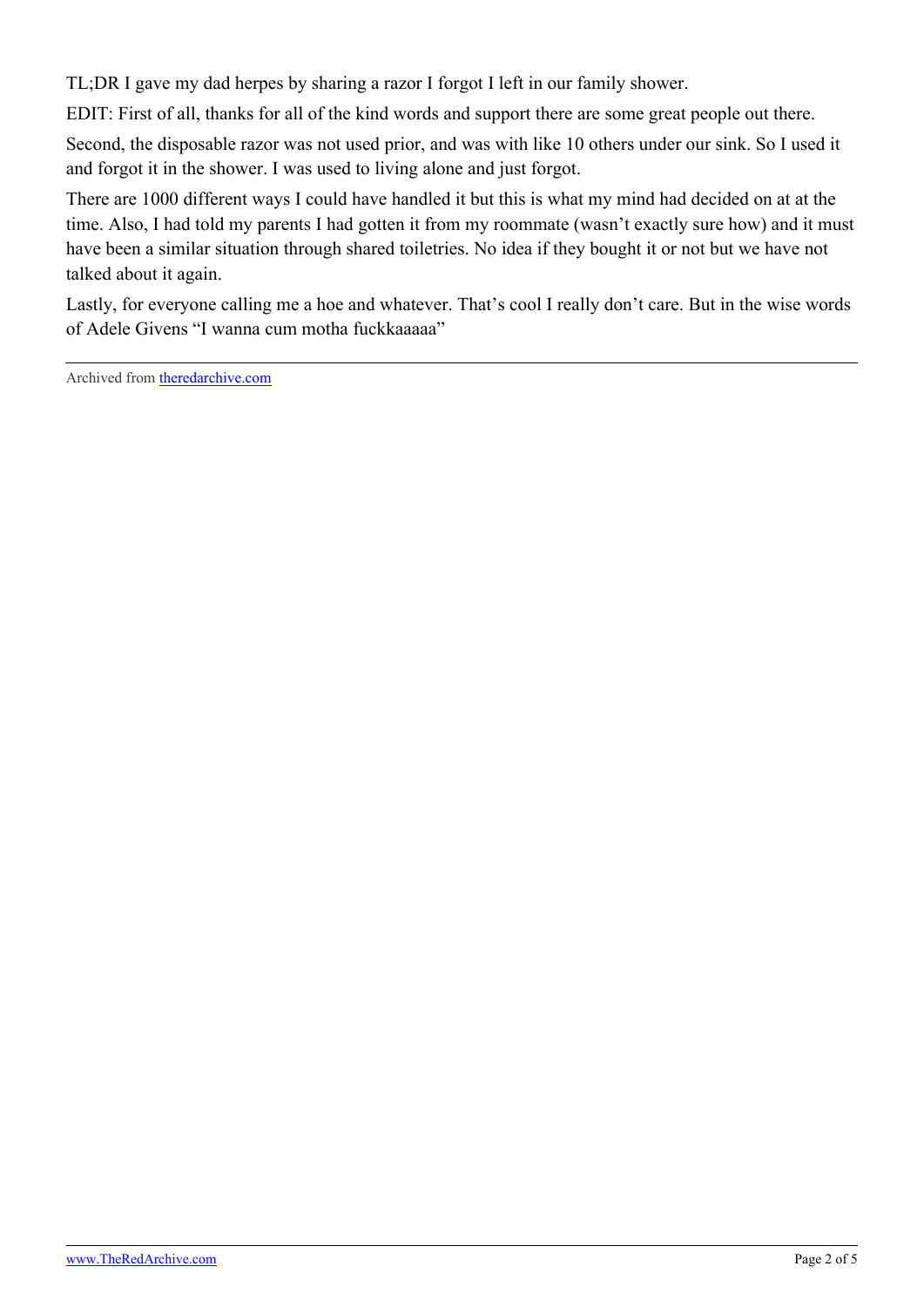TL;DR I gave my dad herpes by sharing a razor I forgot I left in our family shower.

EDIT: First of all, thanks for all of the kind words and support there are some great people out there.

Second, the disposable razor was not used prior, and was with like 10 others under our sink. So I used it and forgot it in the shower. I was used to living alone and just forgot.

There are 1000 different ways I could have handled it but this is what my mind had decided on at at the time. Also, I had told my parents I had gotten it from my roommate (wasn't exactly sure how) and it must have been a similar situation through shared toiletries. No idea if they bought it or not but we have not talked about it again.

Lastly, for everyone calling me a hoe and whatever. That's cool I really don't care. But in the wise words of Adele Givens "I wanna cum motha fuckkaaaaa"

---

Archived from [theredarchive.com](https://theredarchive.com)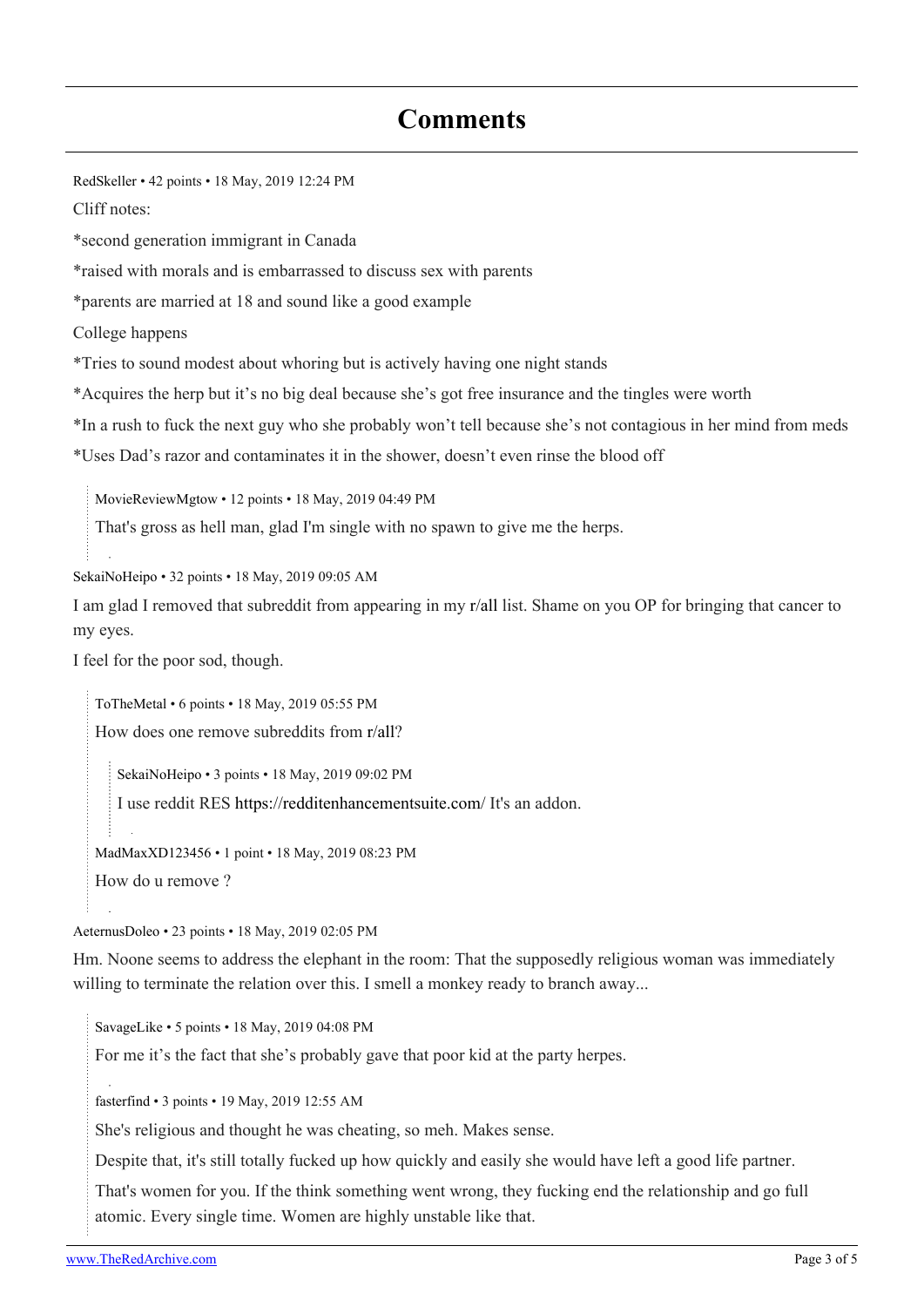# Comments

RedSkeller • 42 points • 18 May, 2019 12:24 PM

Cliff notes:

*second generation immigrant in Canada

*raised with morals and is embarrassed to discuss sex with parents

*parents are married at 18 and sound like a good example

College happens

*Tries to sound modest about whoring but is actively having one night stands

*Acquires the herp but it's no big deal because she's got free insurance and the tingles were worth

*In a rush to fuck the next guy who she probably won't tell because she's not contagious in her mind from meds

*Uses Dad's razor and contaminates it in the shower, doesn't even rinse the blood off

> MovieReviewMgtow • 12 points • 18 May, 2019 04:49 PM
>
> That's gross as hell man, glad I'm single with no spawn to give me the herps.

SekaiNoHeipo • 32 points • 18 May, 2019 09:05 AM

I am glad I removed that subreddit from appearing in my r/all list. Shame on you OP for bringing that cancer to my eyes.

I feel for the poor sod, though.

> ToTheMetal • 6 points • 18 May, 2019 05:55 PM
>
> How does one remove subreddits from r/all?
>
> > SekaiNoHeipo • 3 points • 18 May, 2019 09:02 PM
> >
> > I use reddit RES https://redditenhancementsuite.com/ It's an addon.
>
> MadMaxXD123456 • 1 point • 18 May, 2019 08:23 PM
>
> How do u remove ?

AeternusDoleo • 23 points • 18 May, 2019 02:05 PM

Hm. Noone seems to address the elephant in the room: That the supposedly religious woman was immediately willing to terminate the relation over this. I smell a monkey ready to branch away...

> SavageLike • 5 points • 18 May, 2019 04:08 PM
>
> For me it's the fact that she's probably gave that poor kid at the party herpes.
>
> fasterfind • 3 points • 19 May, 2019 12:55 AM
>
> She's religious and thought he was cheating, so meh. Makes sense.
>
> Despite that, it's still totally fucked up how quickly and easily she would have left a good life partner.
>
> That's women for you. If the think something went wrong, they fucking end the relationship and go full atomic. Every single time. Women are highly unstable like that.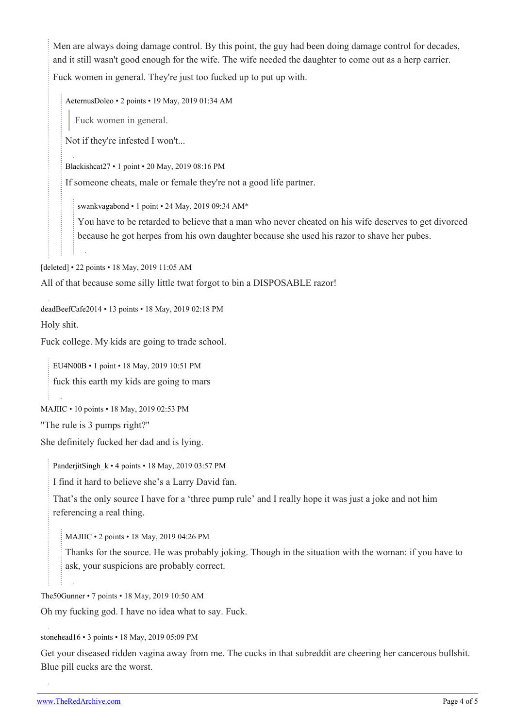Men are always doing damage control. By this point, the guy had been doing damage control for decades, and it still wasn't good enough for the wife. The wife needed the daughter to come out as a herp carrier.

Fuck women in general. They're just too fucked up to put up with.

AeternusDoleo • 2 points • 19 May, 2019 01:34 AM

> Fuck women in general.

Not if they're infested I won't...

Blackishcat27 • 1 point • 20 May, 2019 08:16 PM

If someone cheats, male or female they're not a good life partner.

swankvagabond • 1 point • 24 May, 2019 09:34 AM*

You have to be retarded to believe that a man who never cheated on his wife deserves to get divorced because he got herpes from his own daughter because she used his razor to shave her pubes.

[deleted] • 22 points • 18 May, 2019 11:05 AM

All of that because some silly little twat forgot to bin a DISPOSABLE razor!

deadBeefCafe2014 • 13 points • 18 May, 2019 02:18 PM

Holy shit.

Fuck college. My kids are going to trade school.

EU4N00B • 1 point • 18 May, 2019 10:51 PM

fuck this earth my kids are going to mars

MAJIIC • 10 points • 18 May, 2019 02:53 PM

"The rule is 3 pumps right?"

She definitely fucked her dad and is lying.

PanderjitSingh_k • 4 points • 18 May, 2019 03:57 PM

I find it hard to believe she's a Larry David fan.

That's the only source I have for a 'three pump rule' and I really hope it was just a joke and not him referencing a real thing.

MAJIIC • 2 points • 18 May, 2019 04:26 PM

Thanks for the source. He was probably joking. Though in the situation with the woman: if you have to ask, your suspicions are probably correct.

The50Gunner • 7 points • 18 May, 2019 10:50 AM

Oh my fucking god. I have no idea what to say. Fuck.

stonehead16 • 3 points • 18 May, 2019 05:09 PM

Get your diseased ridden vagina away from me. The cucks in that subreddit are cheering her cancerous bullshit. Blue pill cucks are the worst.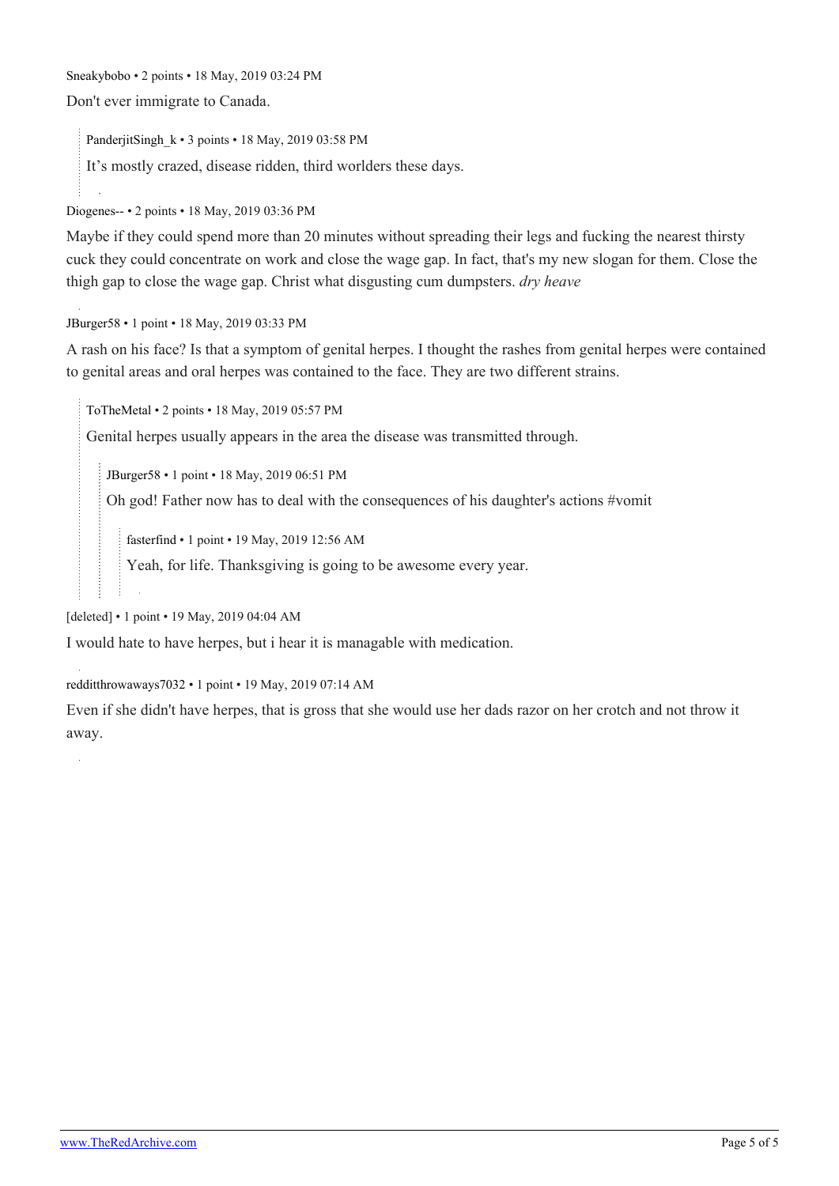Sneakybobo • 2 points • 18 May, 2019 03:24 PM

Don't ever immigrate to Canada.

> PanderjitSingh_k • 3 points • 18 May, 2019 03:58 PM
>
> It's mostly crazed, disease ridden, third worlders these days.

Diogenes-- • 2 points • 18 May, 2019 03:36 PM

Maybe if they could spend more than 20 minutes without spreading their legs and fucking the nearest thirsty cuck they could concentrate on work and close the wage gap. In fact, that's my new slogan for them. Close the thigh gap to close the wage gap. Christ what disgusting cum dumpsters. *dry heave*

JBurger58 • 1 point • 18 May, 2019 03:33 PM

A rash on his face? Is that a symptom of genital herpes. I thought the rashes from genital herpes were contained to genital areas and oral herpes was contained to the face. They are two different strains.

> ToTheMetal • 2 points • 18 May, 2019 05:57 PM
>
> Genital herpes usually appears in the area the disease was transmitted through.
>
> > JBurger58 • 1 point • 18 May, 2019 06:51 PM
> >
> > Oh god! Father now has to deal with the consequences of his daughter's actions #vomit
> >
> > > fasterfind • 1 point • 19 May, 2019 12:56 AM
> > >
> > > Yeah, for life. Thanksgiving is going to be awesome every year.

[deleted] • 1 point • 19 May, 2019 04:04 AM

I would hate to have herpes, but i hear it is managable with medication.

redditthrowaways7032 • 1 point • 19 May, 2019 07:14 AM

Even if she didn't have herpes, that is gross that she would use her dads razor on her crotch and not throw it away.